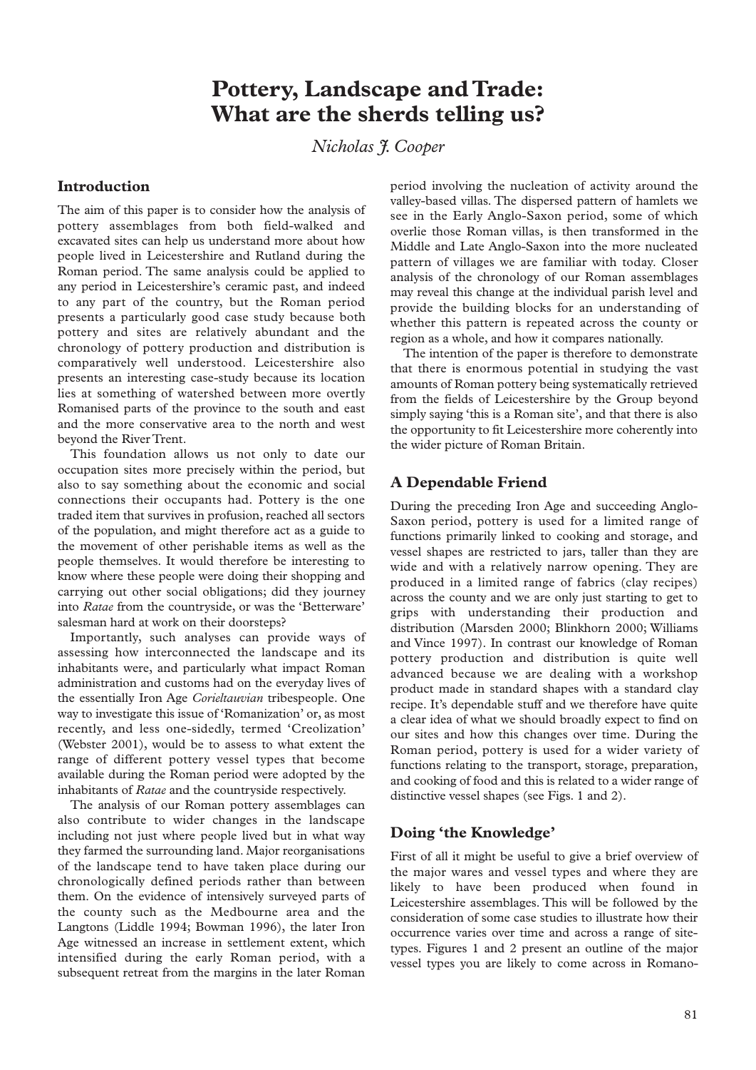# Pottery, Landscape and Trade: What are the sherds telling us?

*Nicholas J. Cooper*

## Introduction

The aim of this paper is to consider how the analysis of pottery assemblages from both field-walked and excavated sites can help us understand more about how people lived in Leicestershire and Rutland during the Roman period. The same analysis could be applied to any period in Leicestershire's ceramic past, and indeed to any part of the country, but the Roman period presents a particularly good case study because both pottery and sites are relatively abundant and the chronology of pottery production and distribution is comparatively well understood. Leicestershire also presents an interesting case-study because its location lies at something of watershed between more overtly Romanised parts of the province to the south and east and the more conservative area to the north and west beyond the River Trent.

This foundation allows us not only to date our occupation sites more precisely within the period, but also to say something about the economic and social connections their occupants had. Pottery is the one traded item that survives in profusion, reached all sectors of the population, and might therefore act as a guide to the movement of other perishable items as well as the people themselves. It would therefore be interesting to know where these people were doing their shopping and carrying out other social obligations; did they journey into *Ratae* from the countryside, or was the 'Betterware' salesman hard at work on their doorsteps?

Importantly, such analyses can provide ways of assessing how interconnected the landscape and its inhabitants were, and particularly what impact Roman administration and customs had on the everyday lives of the essentially Iron Age *Corieltauvian* tribespeople. One way to investigate this issue of 'Romanization' or, as most recently, and less one-sidedly, termed 'Creolization' (Webster 2001), would be to assess to what extent the range of different pottery vessel types that become available during the Roman period were adopted by the inhabitants of *Ratae* and the countryside respectively.

The analysis of our Roman pottery assemblages can also contribute to wider changes in the landscape including not just where people lived but in what way they farmed the surrounding land. Major reorganisations of the landscape tend to have taken place during our chronologically defined periods rather than between them. On the evidence of intensively surveyed parts of the county such as the Medbourne area and the Langtons (Liddle 1994; Bowman 1996), the later Iron Age witnessed an increase in settlement extent, which intensified during the early Roman period, with a subsequent retreat from the margins in the later Roman period involving the nucleation of activity around the valley-based villas. The dispersed pattern of hamlets we see in the Early Anglo-Saxon period, some of which overlie those Roman villas, is then transformed in the Middle and Late Anglo-Saxon into the more nucleated pattern of villages we are familiar with today. Closer analysis of the chronology of our Roman assemblages may reveal this change at the individual parish level and provide the building blocks for an understanding of whether this pattern is repeated across the county or region as a whole, and how it compares nationally.

The intention of the paper is therefore to demonstrate that there is enormous potential in studying the vast amounts of Roman pottery being systematically retrieved from the fields of Leicestershire by the Group beyond simply saying 'this is a Roman site', and that there is also the opportunity to fit Leicestershire more coherently into the wider picture of Roman Britain.

## A Dependable Friend

During the preceding Iron Age and succeeding Anglo-Saxon period, pottery is used for a limited range of functions primarily linked to cooking and storage, and vessel shapes are restricted to jars, taller than they are wide and with a relatively narrow opening. They are produced in a limited range of fabrics (clay recipes) across the county and we are only just starting to get to grips with understanding their production and distribution (Marsden 2000; Blinkhorn 2000; Williams and Vince 1997). In contrast our knowledge of Roman pottery production and distribution is quite well advanced because we are dealing with a workshop product made in standard shapes with a standard clay recipe. It's dependable stuff and we therefore have quite a clear idea of what we should broadly expect to find on our sites and how this changes over time. During the Roman period, pottery is used for a wider variety of functions relating to the transport, storage, preparation, and cooking of food and this is related to a wider range of distinctive vessel shapes (see Figs. 1 and 2).

## Doing 'the Knowledge'

First of all it might be useful to give a brief overview of the major wares and vessel types and where they are likely to have been produced when found in Leicestershire assemblages. This will be followed by the consideration of some case studies to illustrate how their occurrence varies over time and across a range of site-types. Figures 1 and 2 present an outline of the major vessel types you are likely to come across in Romano-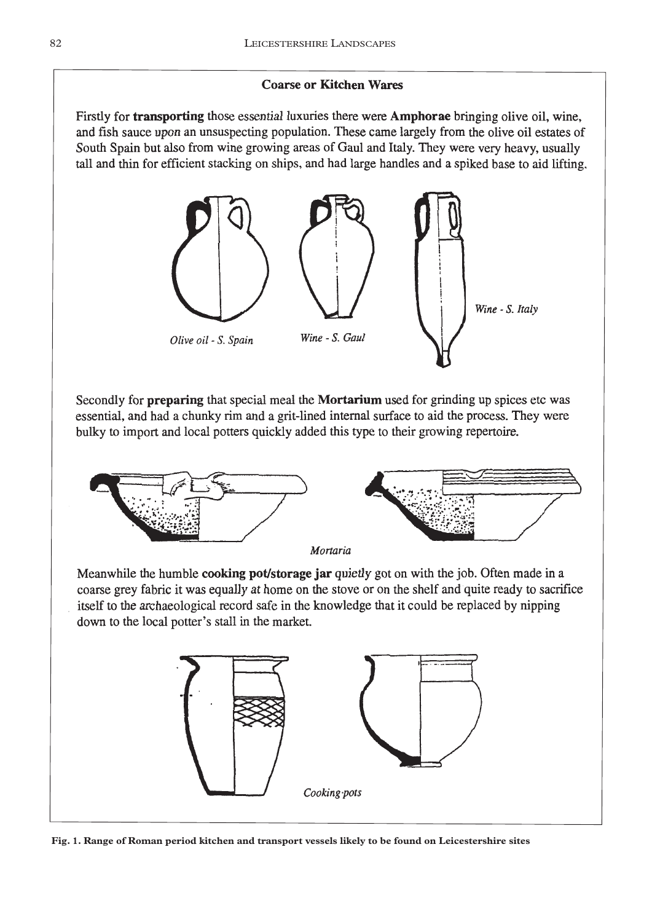## Coarse or Kitchen Wares

Firstly for **transporting** those essential luxuries there were **Amphorae** bringing olive oil, wine, and fish sauce upon an unsuspecting population. These came largely from the olive oil estates of South Spain but also from wine growing areas of Gaul and Italy. They were very heavy, usually tall and thin for efficient stacking on ships, and had large handles and a spiked base to aid lifting.

*Olive oil - S. Spain*

*Wine - S. Gaul*

*Wine - S. Italy*

Secondly for **preparing** that special meal the **Mortarium** used for grinding up spices etc was essential, and had a chunky rim and a grit-lined internal surface to aid the process. They were bulky to import and local potters quickly added this type to their growing repertoire.

*Mortaria*

Meanwhile the humble **cooking pot/storage jar** quietly got on with the job. Often made in a coarse grey fabric it was equally at home on the stove or on the shelf and quite ready to sacrifice itself to the archaeological record safe in the knowledge that it could be replaced by nipping down to the local potter's stall in the market.

*Cooking-pots*

**Fig. 1. Range of Roman period kitchen and transport vessels likely to be found on Leicestershire sites**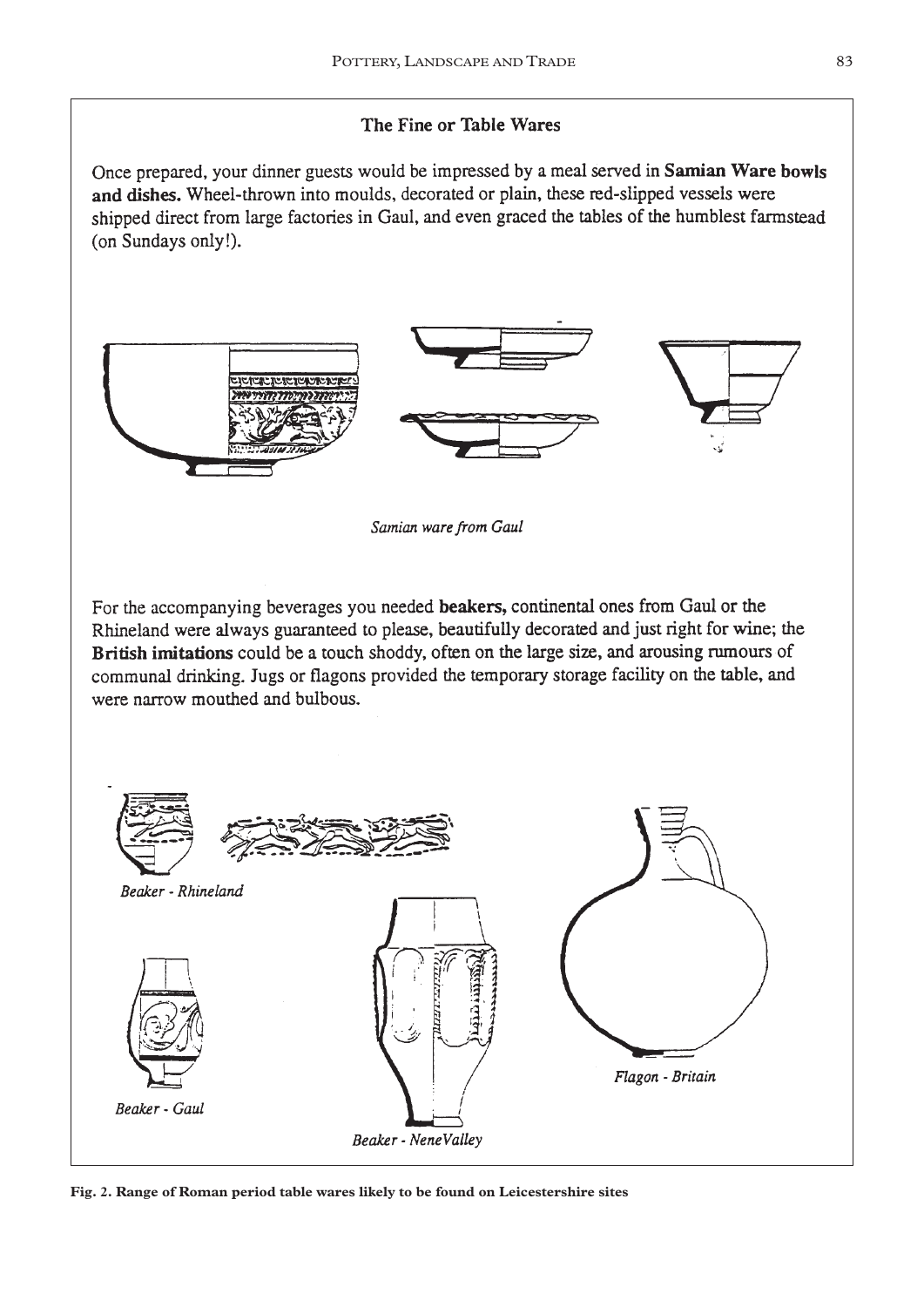### The Fine or Table Wares

Once prepared, your dinner guests would be impressed by a meal served in **Samian Ware bowls and dishes.** Wheel-thrown into moulds, decorated or plain, these red-slipped vessels were shipped direct from large factories in Gaul, and even graced the tables of the humblest farmstead (on Sundays only!).

*Samian ware from Gaul*

For the accompanying beverages you needed **beakers,** continental ones from Gaul or the Rhineland were always guaranteed to please, beautifully decorated and just right for wine; the **British imitations** could be a touch shoddy, often on the large size, and arousing rumours of communal drinking. Jugs or flagons provided the temporary storage facility on the table, and were narrow mouthed and bulbous.

*Beaker - Rhineland*

*Beaker - Gaul*

*Beaker - NeneValley*

*Flagon - Britain*

**Fig. 2. Range of Roman period table wares likely to be found on Leicestershire sites**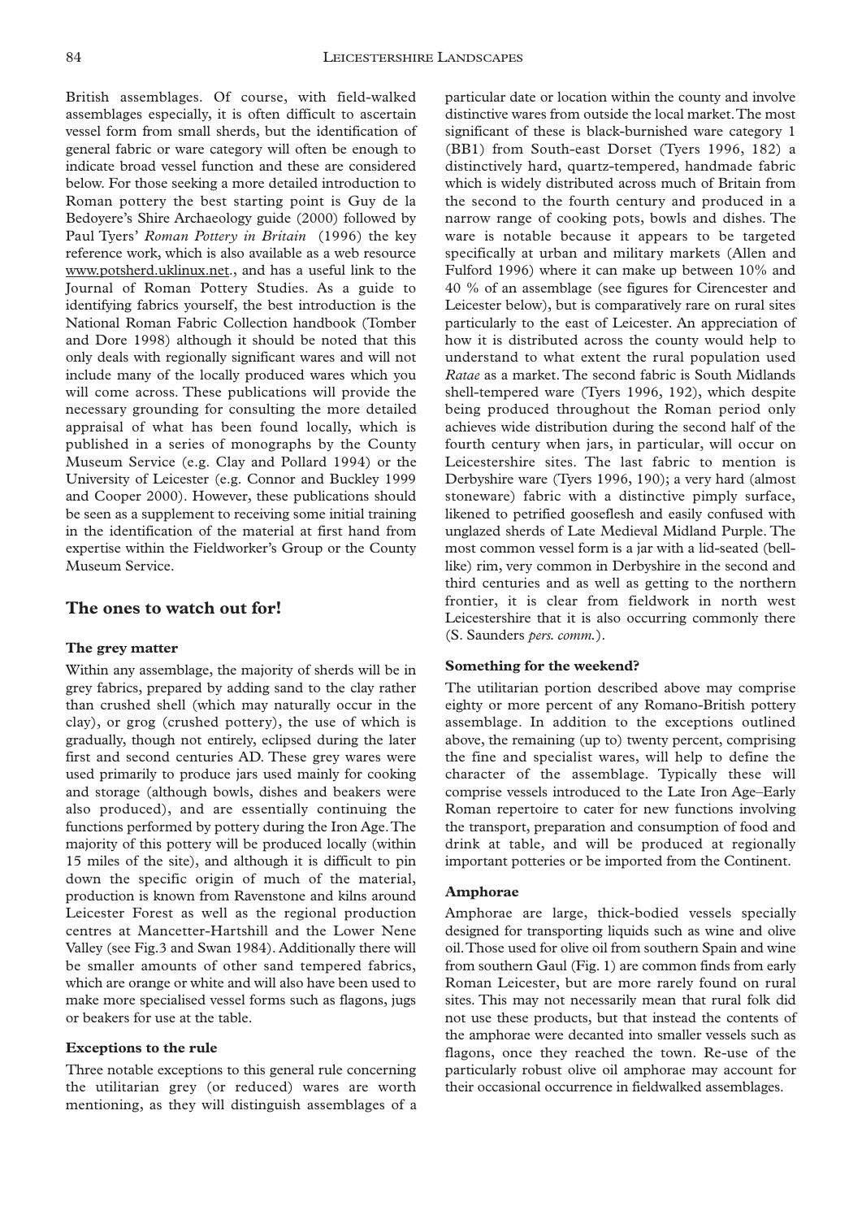British assemblages. Of course, with field-walked assemblages especially, it is often difficult to ascertain vessel form from small sherds, but the identification of general fabric or ware category will often be enough to indicate broad vessel function and these are considered below. For those seeking a more detailed introduction to Roman pottery the best starting point is Guy de la Bedoyere's Shire Archaeology guide (2000) followed by Paul Tyers' *Roman Pottery in Britain* (1996) the key reference work, which is also available as a web resource www.potsherd.uklinux.net., and has a useful link to the Journal of Roman Pottery Studies. As a guide to identifying fabrics yourself, the best introduction is the National Roman Fabric Collection handbook (Tomber and Dore 1998) although it should be noted that this only deals with regionally significant wares and will not include many of the locally produced wares which you will come across. These publications will provide the necessary grounding for consulting the more detailed appraisal of what has been found locally, which is published in a series of monographs by the County Museum Service (e.g. Clay and Pollard 1994) or the University of Leicester (e.g. Connor and Buckley 1999 and Cooper 2000). However, these publications should be seen as a supplement to receiving some initial training in the identification of the material at first hand from expertise within the Fieldworker's Group or the County Museum Service.

## The ones to watch out for!

### The grey matter

Within any assemblage, the majority of sherds will be in grey fabrics, prepared by adding sand to the clay rather than crushed shell (which may naturally occur in the clay), or grog (crushed pottery), the use of which is gradually, though not entirely, eclipsed during the later first and second centuries AD. These grey wares were used primarily to produce jars used mainly for cooking and storage (although bowls, dishes and beakers were also produced), and are essentially continuing the functions performed by pottery during the Iron Age. The majority of this pottery will be produced locally (within 15 miles of the site), and although it is difficult to pin down the specific origin of much of the material, production is known from Ravenstone and kilns around Leicester Forest as well as the regional production centres at Mancetter-Hartshill and the Lower Nene Valley (see Fig.3 and Swan 1984). Additionally there will be smaller amounts of other sand tempered fabrics, which are orange or white and will also have been used to make more specialised vessel forms such as flagons, jugs or beakers for use at the table.

### Exceptions to the rule

Three notable exceptions to this general rule concerning the utilitarian grey (or reduced) wares are worth mentioning, as they will distinguish assemblages of a particular date or location within the county and involve distinctive wares from outside the local market. The most significant of these is black-burnished ware category 1 (BB1) from South-east Dorset (Tyers 1996, 182) a distinctively hard, quartz-tempered, handmade fabric which is widely distributed across much of Britain from the second to the fourth century and produced in a narrow range of cooking pots, bowls and dishes. The ware is notable because it appears to be targeted specifically at urban and military markets (Allen and Fulford 1996) where it can make up between 10% and 40 % of an assemblage (see figures for Cirencester and Leicester below), but is comparatively rare on rural sites particularly to the east of Leicester. An appreciation of how it is distributed across the county would help to understand to what extent the rural population used *Ratae* as a market. The second fabric is South Midlands shell-tempered ware (Tyers 1996, 192), which despite being produced throughout the Roman period only achieves wide distribution during the second half of the fourth century when jars, in particular, will occur on Leicestershire sites. The last fabric to mention is Derbyshire ware (Tyers 1996, 190); a very hard (almost stoneware) fabric with a distinctive pimply surface, likened to petrified gooseflesh and easily confused with unglazed sherds of Late Medieval Midland Purple. The most common vessel form is a jar with a lid-seated (bell-like) rim, very common in Derbyshire in the second and third centuries and as well as getting to the northern frontier, it is clear from fieldwork in north west Leicestershire that it is also occurring commonly there (S. Saunders *pers. comm.*).

### Something for the weekend?

The utilitarian portion described above may comprise eighty or more percent of any Romano-British pottery assemblage. In addition to the exceptions outlined above, the remaining (up to) twenty percent, comprising the fine and specialist wares, will help to define the character of the assemblage. Typically these will comprise vessels introduced to the Late Iron Age–Early Roman repertoire to cater for new functions involving the transport, preparation and consumption of food and drink at table, and will be produced at regionally important potteries or be imported from the Continent.

### Amphorae

Amphorae are large, thick-bodied vessels specially designed for transporting liquids such as wine and olive oil. Those used for olive oil from southern Spain and wine from southern Gaul (Fig. 1) are common finds from early Roman Leicester, but are more rarely found on rural sites. This may not necessarily mean that rural folk did not use these products, but that instead the contents of the amphorae were decanted into smaller vessels such as flagons, once they reached the town. Re-use of the particularly robust olive oil amphorae may account for their occasional occurrence in fieldwalked assemblages.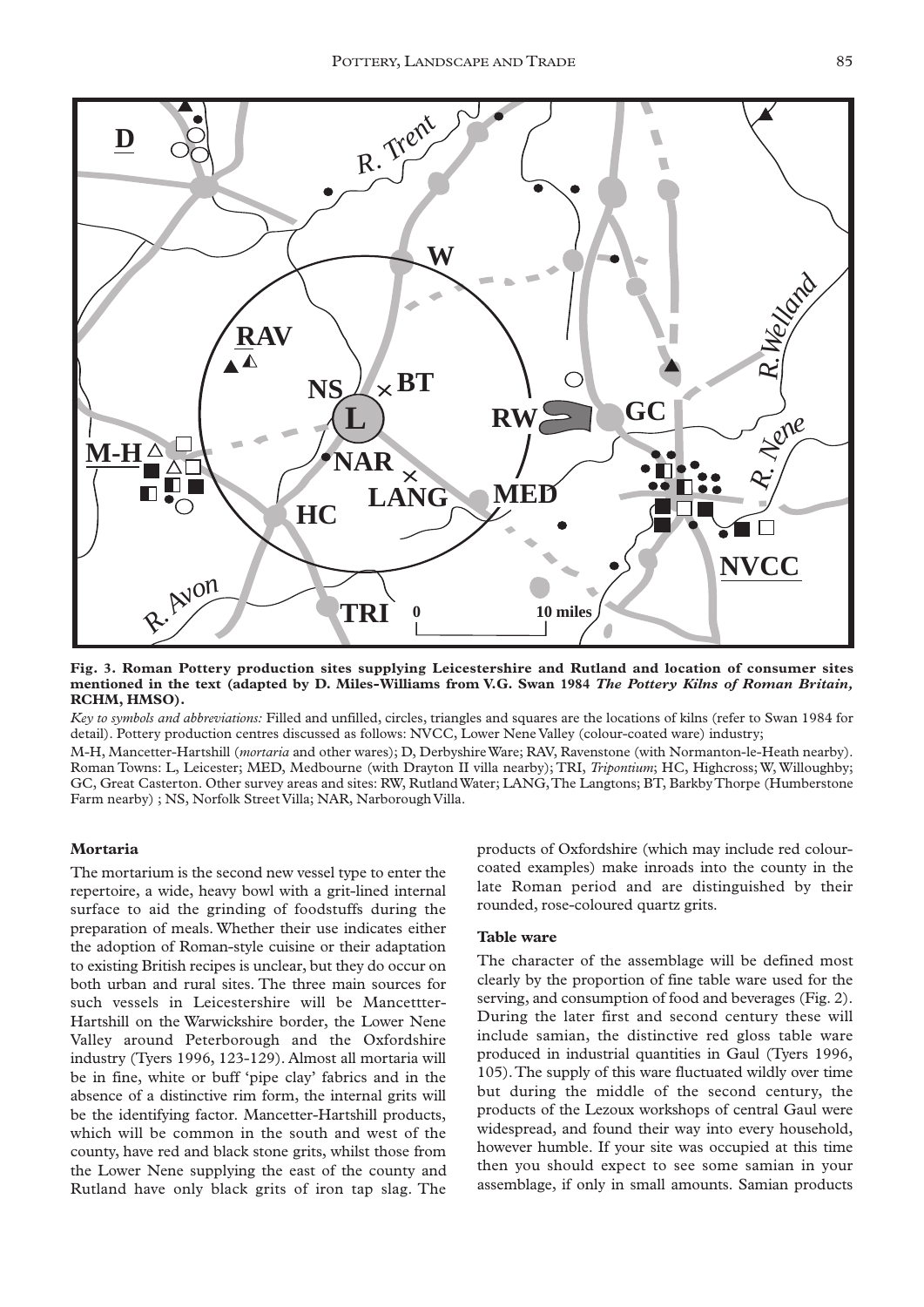**Fig. 3. Roman Pottery production sites supplying Leicestershire and Rutland and location of consumer sites mentioned in the text (adapted by D. Miles-Williams from V.G. Swan 1984 *The Pottery Kilns of Roman Britain,* RCHM, HMSO).**

*Key to symbols and abbreviations:* Filled and unfilled, circles, triangles and squares are the locations of kilns (refer to Swan 1984 for detail). Pottery production centres discussed as follows: NVCC, Lower Nene Valley (colour-coated ware) industry;

M-H, Mancetter-Hartshill (*mortaria* and other wares); D, Derbyshire Ware; RAV, Ravenstone (with Normanton-le-Heath nearby). Roman Towns: L, Leicester; MED, Medbourne (with Drayton II villa nearby); TRI, *Tripontium*; HC, Highcross; W, Willoughby; GC, Great Casterton. Other survey areas and sites: RW, Rutland Water; LANG, The Langtons; BT, Barkby Thorpe (Humberstone Farm nearby) ; NS, Norfolk Street Villa; NAR, Narborough Villa.

### Mortaria

The mortarium is the second new vessel type to enter the repertoire, a wide, heavy bowl with a grit-lined internal surface to aid the grinding of foodstuffs during the preparation of meals. Whether their use indicates either the adoption of Roman-style cuisine or their adaptation to existing British recipes is unclear, but they do occur on both urban and rural sites. The three main sources for such vessels in Leicestershire will be Mancettter-Hartshill on the Warwickshire border, the Lower Nene Valley around Peterborough and the Oxfordshire industry (Tyers 1996, 123-129). Almost all mortaria will be in fine, white or buff 'pipe clay' fabrics and in the absence of a distinctive rim form, the internal grits will be the identifying factor. Mancetter-Hartshill products, which will be common in the south and west of the county, have red and black stone grits, whilst those from the Lower Nene supplying the east of the county and Rutland have only black grits of iron tap slag. The products of Oxfordshire (which may include red colour-coated examples) make inroads into the county in the late Roman period and are distinguished by their rounded, rose-coloured quartz grits.

### Table ware

The character of the assemblage will be defined most clearly by the proportion of fine table ware used for the serving, and consumption of food and beverages (Fig. 2). During the later first and second century these will include samian, the distinctive red gloss table ware produced in industrial quantities in Gaul (Tyers 1996, 105). The supply of this ware fluctuated wildly over time but during the middle of the second century, the products of the Lezoux workshops of central Gaul were widespread, and found their way into every household, however humble. If your site was occupied at this time then you should expect to see some samian in your assemblage, if only in small amounts. Samian products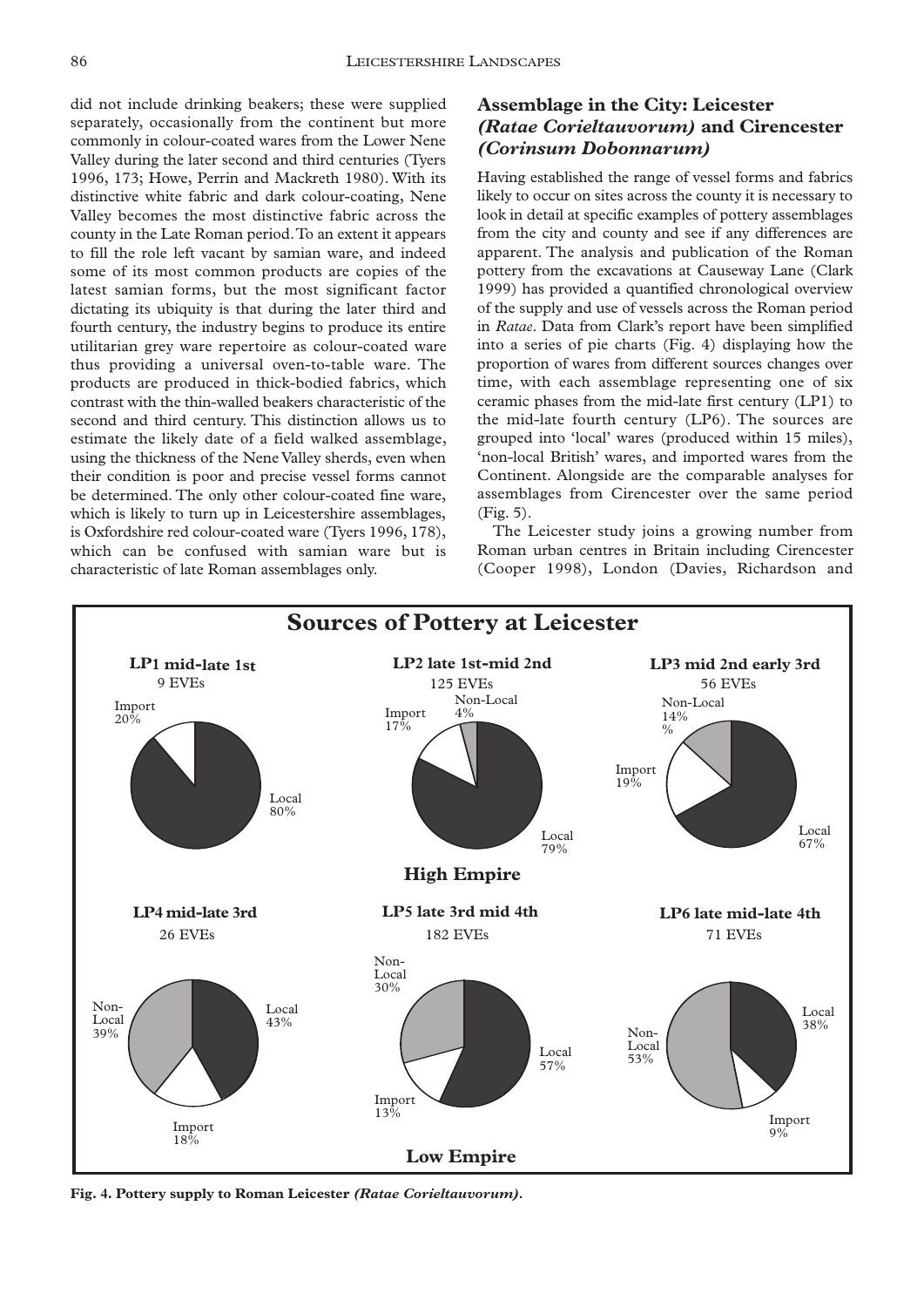did not include drinking beakers; these were supplied separately, occasionally from the continent but more commonly in colour-coated wares from the Lower Nene Valley during the later second and third centuries (Tyers 1996, 173; Howe, Perrin and Mackreth 1980). With its distinctive white fabric and dark colour-coating, Nene Valley becomes the most distinctive fabric across the county in the Late Roman period. To an extent it appears to fill the role left vacant by samian ware, and indeed some of its most common products are copies of the latest samian forms, but the most significant factor dictating its ubiquity is that during the later third and fourth century, the industry begins to produce its entire utilitarian grey ware repertoire as colour-coated ware thus providing a universal oven-to-table ware. The products are produced in thick-bodied fabrics, which contrast with the thin-walled beakers characteristic of the second and third century. This distinction allows us to estimate the likely date of a field walked assemblage, using the thickness of the Nene Valley sherds, even when their condition is poor and precise vessel forms cannot be determined. The only other colour-coated fine ware, which is likely to turn up in Leicestershire assemblages, is Oxfordshire red colour-coated ware (Tyers 1996, 178), which can be confused with samian ware but is characteristic of late Roman assemblages only.

## Assemblage in the City: Leicester *(Ratae Corieltauvorum)* and Cirencester *(Corinsum Dobonnarum)*

Having established the range of vessel forms and fabrics likely to occur on sites across the county it is necessary to look in detail at specific examples of pottery assemblages from the city and county and see if any differences are apparent. The analysis and publication of the Roman pottery from the excavations at Causeway Lane (Clark 1999) has provided a quantified chronological overview of the supply and use of vessels across the Roman period in *Ratae*. Data from Clark's report have been simplified into a series of pie charts (Fig. 4) displaying how the proportion of wares from different sources changes over time, with each assemblage representing one of six ceramic phases from the mid-late first century (LP1) to the mid-late fourth century (LP6). The sources are grouped into 'local' wares (produced within 15 miles), 'non-local British' wares, and imported wares from the Continent. Alongside are the comparable analyses for assemblages from Cirencester over the same period (Fig. 5).

The Leicester study joins a growing number from Roman urban centres in Britain including Cirencester (Cooper 1998), London (Davies, Richardson and

**Sources of Pottery at Leicester**

**High Empire**

| Phase | EVEs | Local | Non-Local | Import |
|---|---|---|---|---|
| LP1 mid-late 1st | 9 EVEs | 80% | | 20% |
| LP2 late 1st-mid 2nd | 125 EVEs | 79% | 4% | 17% |
| LP3 mid 2nd early 3rd | 56 EVEs | 67% | 14% | 19% |

**Low Empire**

| Phase | EVEs | Local | Non-Local | Import |
|---|---|---|---|---|
| LP4 mid-late 3rd | 26 EVEs | 43% | 39% | 18% |
| LP5 late 3rd mid 4th | 182 EVEs | 57% | 30% | 13% |
| LP6 late mid-late 4th | 71 EVEs | 38% | 53% | 9% |

**Fig. 4. Pottery supply to Roman Leicester *(Ratae Corieltauvorum)*.**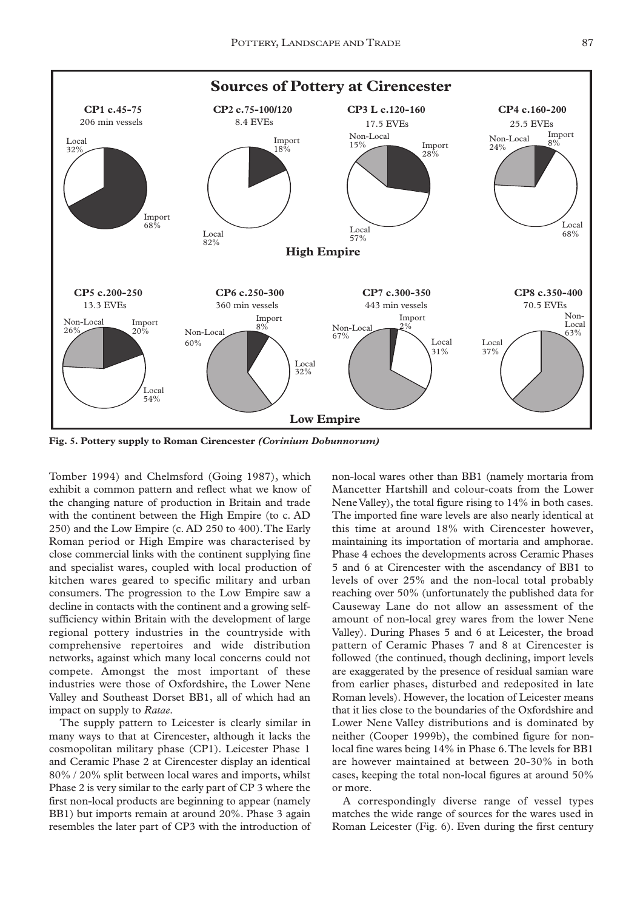**Sources of Pottery at Cirencester**

**High Empire**

| Phase | Quantity | Local | Non-Local | Import |
|---|---|---|---|---|
| CP1 c.45-75 | 206 min vessels | 32% | | 68% |
| CP2 c.75-100/120 | 8.4 EVEs | 82% | | 18% |
| CP3 L c.120-160 | 17.5 EVEs | 57% | 15% | 28% |
| CP4 c.160-200 | 25.5 EVEs | 68% | 24% | 8% |

**Low Empire**

| Phase | Quantity | Local | Non-Local | Import |
|---|---|---|---|---|
| CP5 c.200-250 | 13.3 EVEs | 54% | 26% | 20% |
| CP6 c.250-300 | 360 min vessels | 32% | 60% | 8% |
| CP7 c.300-350 | 443 min vessels | 31% | 67% | 2% |
| CP8 c.350-400 | 70.5 EVEs | 37% | 63% | |

**Fig. 5. Pottery supply to Roman Cirencester *(Corinium Dobunnorum)***

Tomber 1994) and Chelmsford (Going 1987), which exhibit a common pattern and reflect what we know of the changing nature of production in Britain and trade with the continent between the High Empire (to c. AD 250) and the Low Empire (c. AD 250 to 400). The Early Roman period or High Empire was characterised by close commercial links with the continent supplying fine and specialist wares, coupled with local production of kitchen wares geared to specific military and urban consumers. The progression to the Low Empire saw a decline in contacts with the continent and a growing self-sufficiency within Britain with the development of large regional pottery industries in the countryside with comprehensive repertoires and wide distribution networks, against which many local concerns could not compete. Amongst the most important of these industries were those of Oxfordshire, the Lower Nene Valley and Southeast Dorset BB1, all of which had an impact on supply to *Ratae*.

The supply pattern to Leicester is clearly similar in many ways to that at Cirencester, although it lacks the cosmopolitan military phase (CP1). Leicester Phase 1 and Ceramic Phase 2 at Cirencester display an identical 80% / 20% split between local wares and imports, whilst Phase 2 is very similar to the early part of CP 3 where the first non-local products are beginning to appear (namely BB1) but imports remain at around 20%. Phase 3 again resembles the later part of CP3 with the introduction of non-local wares other than BB1 (namely mortaria from Mancetter Hartshill and colour-coats from the Lower Nene Valley), the total figure rising to 14% in both cases. The imported fine ware levels are also nearly identical at this time at around 18% with Cirencester however, maintaining its importation of mortaria and amphorae. Phase 4 echoes the developments across Ceramic Phases 5 and 6 at Cirencester with the ascendancy of BB1 to levels of over 25% and the non-local total probably reaching over 50% (unfortunately the published data for Causeway Lane do not allow an assessment of the amount of non-local grey wares from the lower Nene Valley). During Phases 5 and 6 at Leicester, the broad pattern of Ceramic Phases 7 and 8 at Cirencester is followed (the continued, though declining, import levels are exaggerated by the presence of residual samian ware from earlier phases, disturbed and redeposited in late Roman levels). However, the location of Leicester means that it lies close to the boundaries of the Oxfordshire and Lower Nene Valley distributions and is dominated by neither (Cooper 1999b), the combined figure for non-local fine wares being 14% in Phase 6. The levels for BB1 are however maintained at between 20-30% in both cases, keeping the total non-local figures at around 50% or more.

A correspondingly diverse range of vessel types matches the wide range of sources for the wares used in Roman Leicester (Fig. 6). Even during the first century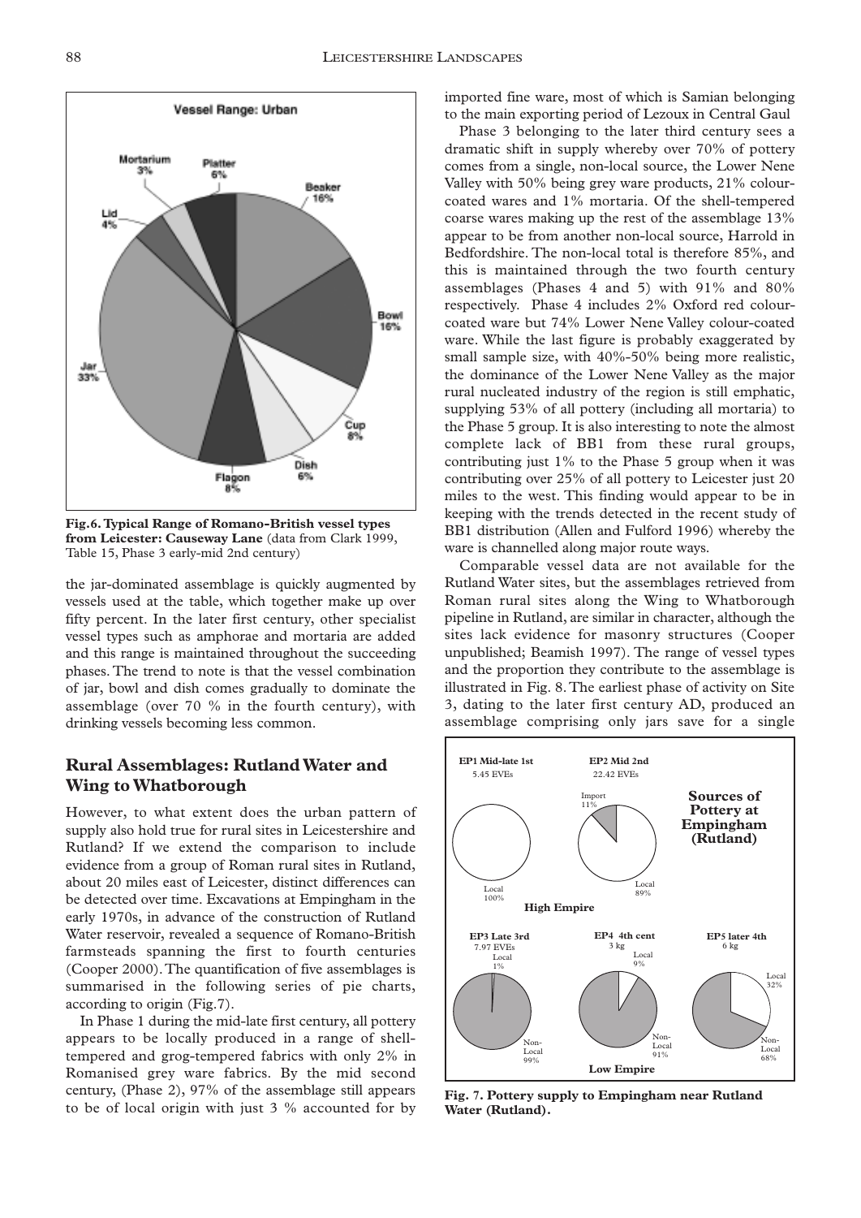**Fig. 6. Typical Range of Romano-British vessel types from Leicester: Causeway Lane** (data from Clark 1999, Table 15, Phase 3 early-mid 2nd century)

the jar-dominated assemblage is quickly augmented by vessels used at the table, which together make up over fifty percent. In the later first century, other specialist vessel types such as amphorae and mortaria are added and this range is maintained throughout the succeeding phases. The trend to note is that the vessel combination of jar, bowl and dish comes gradually to dominate the assemblage (over 70 % in the fourth century), with drinking vessels becoming less common.

## Rural Assemblages: Rutland Water and Wing to Whatborough

However, to what extent does the urban pattern of supply also hold true for rural sites in Leicestershire and Rutland? If we extend the comparison to include evidence from a group of Roman rural sites in Rutland, about 20 miles east of Leicester, distinct differences can be detected over time. Excavations at Empingham in the early 1970s, in advance of the construction of Rutland Water reservoir, revealed a sequence of Romano-British farmsteads spanning the first to fourth centuries (Cooper 2000). The quantification of five assemblages is summarised in the following series of pie charts, according to origin (Fig.7).

In Phase 1 during the mid-late first century, all pottery appears to be locally produced in a range of shell-tempered and grog-tempered fabrics with only 2% in Romanised grey ware fabrics. By the mid second century, (Phase 2), 97% of the assemblage still appears to be of local origin with just 3 % accounted for by imported fine ware, most of which is Samian belonging to the main exporting period of Lezoux in Central Gaul

Phase 3 belonging to the later third century sees a dramatic shift in supply whereby over 70% of pottery comes from a single, non-local source, the Lower Nene Valley with 50% being grey ware products, 21% colour-coated wares and 1% mortaria. Of the shell-tempered coarse wares making up the rest of the assemblage 13% appear to be from another non-local source, Harrold in Bedfordshire. The non-local total is therefore 85%, and this is maintained through the two fourth century assemblages (Phases 4 and 5) with 91% and 80% respectively. Phase 4 includes 2% Oxford red colour-coated ware but 74% Lower Nene Valley colour-coated ware. While the last figure is probably exaggerated by small sample size, with 40%-50% being more realistic, the dominance of the Lower Nene Valley as the major rural nucleated industry of the region is still emphatic, supplying 53% of all pottery (including all mortaria) to the Phase 5 group. It is also interesting to note the almost complete lack of BB1 from these rural groups, contributing just 1% to the Phase 5 group when it was contributing over 25% of all pottery to Leicester just 20 miles to the west. This finding would appear to be in keeping with the trends detected in the recent study of BB1 distribution (Allen and Fulford 1996) whereby the ware is channelled along major route ways.

Comparable vessel data are not available for the Rutland Water sites, but the assemblages retrieved from Roman rural sites along the Wing to Whatborough pipeline in Rutland, are similar in character, although the sites lack evidence for masonry structures (Cooper unpublished; Beamish 1997). The range of vessel types and the proportion they contribute to the assemblage is illustrated in Fig. 8. The earliest phase of activity on Site 3, dating to the later first century AD, produced an assemblage comprising only jars save for a single

**Fig. 7. Pottery supply to Empingham near Rutland Water (Rutland).**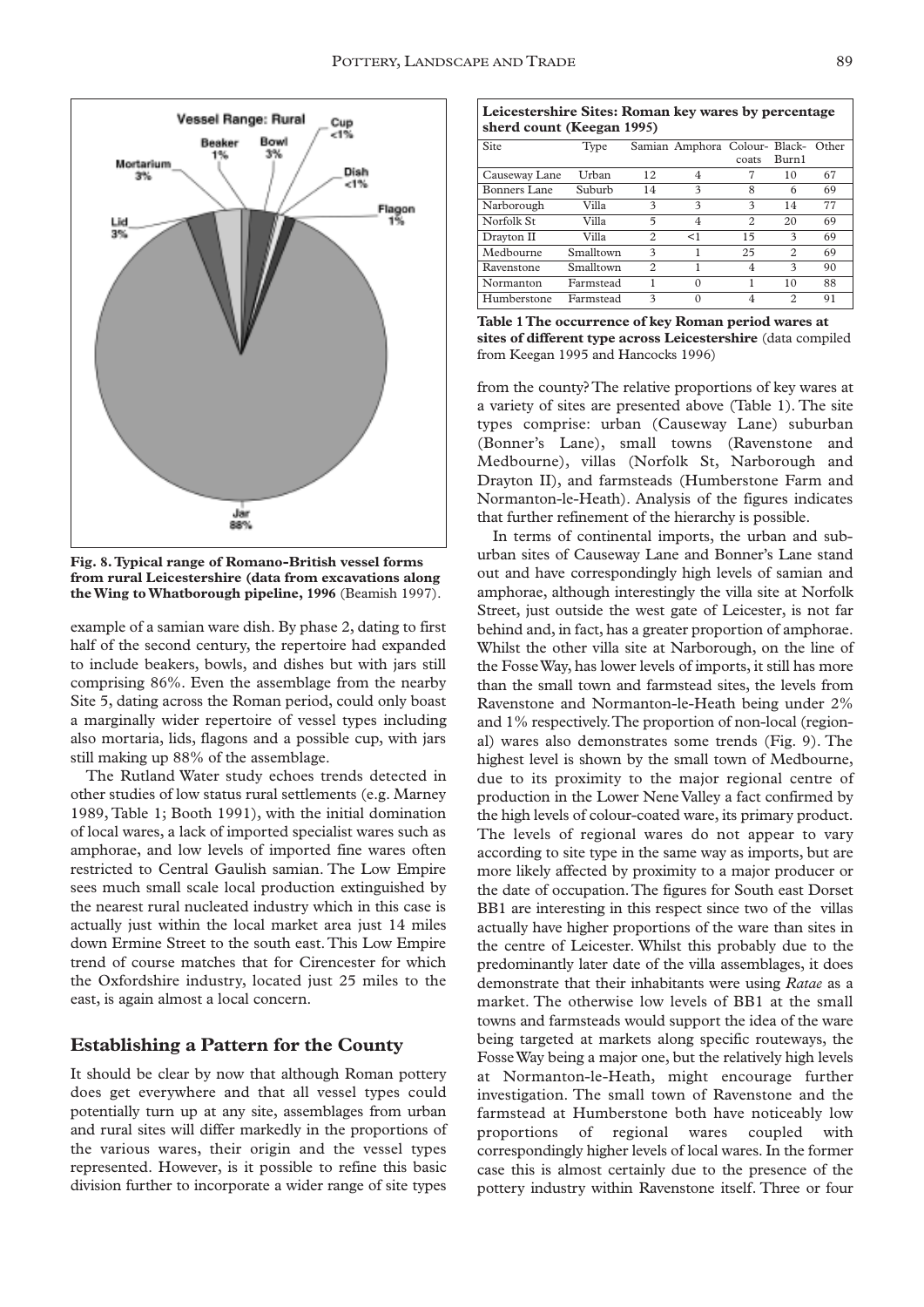Fig. 8. Typical range of Romano-British vessel forms from rural Leicestershire (data from excavations along the Wing to Whatborough pipeline, 1996 (Beamish 1997).

example of a samian ware dish. By phase 2, dating to first half of the second century, the repertoire had expanded to include beakers, bowls, and dishes but with jars still comprising 86%. Even the assemblage from the nearby Site 5, dating across the Roman period, could only boast a marginally wider repertoire of vessel types including also mortaria, lids, flagons and a possible cup, with jars still making up 88% of the assemblage.

The Rutland Water study echoes trends detected in other studies of low status rural settlements (e.g. Marney 1989, Table 1; Booth 1991), with the initial domination of local wares, a lack of imported specialist wares such as amphorae, and low levels of imported fine wares often restricted to Central Gaulish samian. The Low Empire sees much small scale local production extinguished by the nearest rural nucleated industry which in this case is actually just within the local market area just 14 miles down Ermine Street to the south east. This Low Empire trend of course matches that for Cirencester for which the Oxfordshire industry, located just 25 miles to the east, is again almost a local concern.

## Establishing a Pattern for the County

It should be clear by now that although Roman pottery does get everywhere and that all vessel types could potentially turn up at any site, assemblages from urban and rural sites will differ markedly in the proportions of the various wares, their origin and the vessel types represented. However, is it possible to refine this basic division further to incorporate a wider range of site types

**Leicestershire Sites: Roman key wares by percentage sherd count (Keegan 1995)**

| Site | Type | Samian | Amphora | Colour-coats | Black-Burn1 | Other |
|---|---|---|---|---|---|---|
| Causeway Lane | Urban | 12 | 4 | 7 | 10 | 67 |
| Bonners Lane | Suburb | 14 | 3 | 8 | 6 | 69 |
| Narborough | Villa | 3 | 3 | 3 | 14 | 77 |
| Norfolk St | Villa | 5 | 4 | 2 | 20 | 69 |
| Drayton II | Villa | 2 | <1 | 15 | 3 | 69 |
| Medbourne | Smalltown | 3 | 1 | 25 | 2 | 69 |
| Ravenstone | Smalltown | 2 | 1 | 4 | 3 | 90 |
| Normanton | Farmstead | 1 | 0 | 1 | 10 | 88 |
| Humberstone | Farmstead | 3 | 0 | 4 | 2 | 91 |

**Table 1 The occurrence of key Roman period wares at sites of different type across Leicestershire** (data compiled from Keegan 1995 and Hancocks 1996)

from the county? The relative proportions of key wares at a variety of sites are presented above (Table 1). The site types comprise: urban (Causeway Lane) suburban (Bonner's Lane), small towns (Ravenstone and Medbourne), villas (Norfolk St, Narborough and Drayton II), and farmsteads (Humberstone Farm and Normanton-le-Heath). Analysis of the figures indicates that further refinement of the hierarchy is possible.

In terms of continental imports, the urban and suburban sites of Causeway Lane and Bonner's Lane stand out and have correspondingly high levels of samian and amphorae, although interestingly the villa site at Norfolk Street, just outside the west gate of Leicester, is not far behind and, in fact, has a greater proportion of amphorae. Whilst the other villa site at Narborough, on the line of the Fosse Way, has lower levels of imports, it still has more than the small town and farmstead sites, the levels from Ravenstone and Normanton-le-Heath being under 2% and 1% respectively. The proportion of non-local (regional) wares also demonstrates some trends (Fig. 9). The highest level is shown by the small town of Medbourne, due to its proximity to the major regional centre of production in the Lower Nene Valley a fact confirmed by the high levels of colour-coated ware, its primary product. The levels of regional wares do not appear to vary according to site type in the same way as imports, but are more likely affected by proximity to a major producer or the date of occupation. The figures for South east Dorset BB1 are interesting in this respect since two of the villas actually have higher proportions of the ware than sites in the centre of Leicester. Whilst this probably due to the predominantly later date of the villa assemblages, it does demonstrate that their inhabitants were using *Ratae* as a market. The otherwise low levels of BB1 at the small towns and farmsteads would support the idea of the ware being targeted at markets along specific routeways, the Fosse Way being a major one, but the relatively high levels at Normanton-le-Heath, might encourage further investigation. The small town of Ravenstone and the farmstead at Humberstone both have noticeably low proportions of regional wares coupled with correspondingly higher levels of local wares. In the former case this is almost certainly due to the presence of the pottery industry within Ravenstone itself. Three or four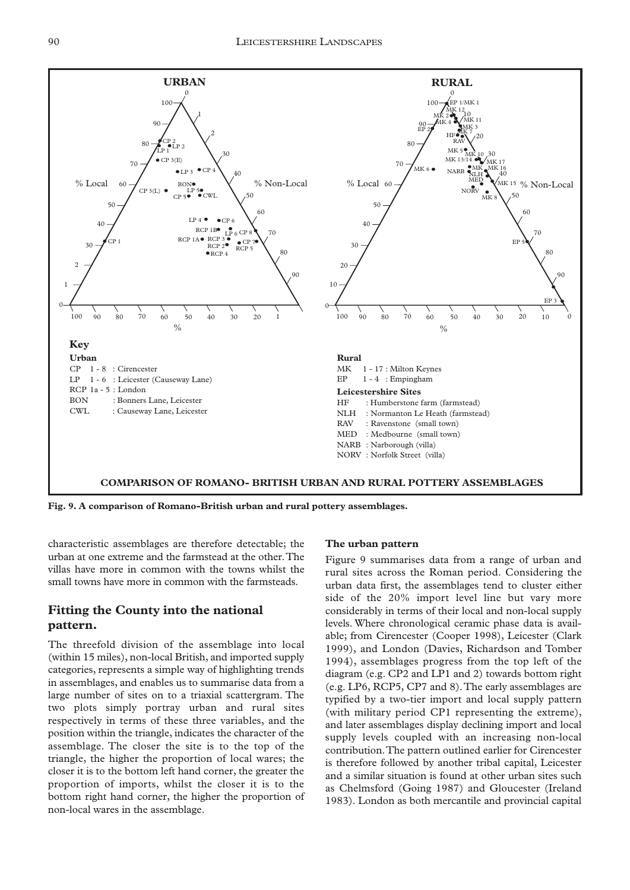**Fig. 9. A comparison of Romano-British urban and rural pottery assemblages.**

characteristic assemblages are therefore detectable; the urban at one extreme and the farmstead at the other. The villas have more in common with the towns whilst the small towns have more in common with the farmsteads.

## Fitting the County into the national pattern.

The threefold division of the assemblage into local (within 15 miles), non-local British, and imported supply categories, represents a simple way of highlighting trends in assemblages, and enables us to summarise data from a large number of sites on to a triaxial scattergram. The two plots simply portray urban and rural sites respectively in terms of these three variables, and the position within the triangle, indicates the character of the assemblage. The closer the site is to the top of the triangle, the higher the proportion of local wares; the closer it is to the bottom left hand corner, the greater the proportion of imports, whilst the closer it is to the bottom right hand corner, the higher the proportion of non-local wares in the assemblage.

### The urban pattern

Figure 9 summarises data from a range of urban and rural sites across the Roman period. Considering the urban data first, the assemblages tend to cluster either side of the 20% import level line but vary more considerably in terms of their local and non-local supply levels. Where chronological ceramic phase data is available; from Cirencester (Cooper 1998), Leicester (Clark 1999), and London (Davies, Richardson and Tomber 1994), assemblages progress from the top left of the diagram (e.g. CP2 and LP1 and 2) towards bottom right (e.g. LP6, RCP5, CP7 and 8). The early assemblages are typified by a two-tier import and local supply pattern (with military period CP1 representing the extreme), and later assemblages display declining import and local supply levels coupled with an increasing non-local contribution. The pattern outlined earlier for Cirencester is therefore followed by another tribal capital, Leicester and a similar situation is found at other urban sites such as Chelmsford (Going 1987) and Gloucester (Ireland 1983). London as both mercantile and provincial capital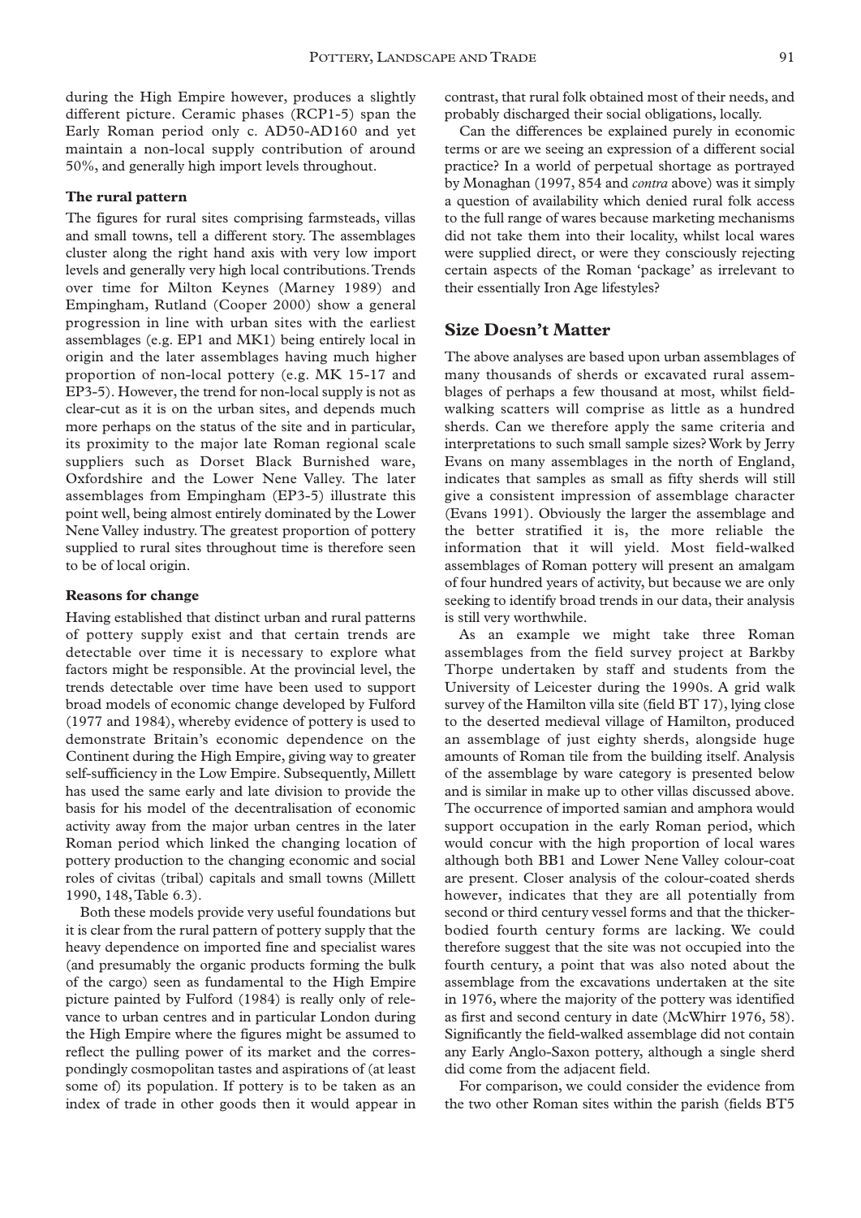during the High Empire however, produces a slightly different picture. Ceramic phases (RCP1-5) span the Early Roman period only c. AD50-AD160 and yet maintain a non-local supply contribution of around 50%, and generally high import levels throughout.

### The rural pattern

The figures for rural sites comprising farmsteads, villas and small towns, tell a different story. The assemblages cluster along the right hand axis with very low import levels and generally very high local contributions. Trends over time for Milton Keynes (Marney 1989) and Empingham, Rutland (Cooper 2000) show a general progression in line with urban sites with the earliest assemblages (e.g. EP1 and MK1) being entirely local in origin and the later assemblages having much higher proportion of non-local pottery (e.g. MK 15-17 and EP3-5). However, the trend for non-local supply is not as clear-cut as it is on the urban sites, and depends much more perhaps on the status of the site and in particular, its proximity to the major late Roman regional scale suppliers such as Dorset Black Burnished ware, Oxfordshire and the Lower Nene Valley. The later assemblages from Empingham (EP3-5) illustrate this point well, being almost entirely dominated by the Lower Nene Valley industry. The greatest proportion of pottery supplied to rural sites throughout time is therefore seen to be of local origin.

### Reasons for change

Having established that distinct urban and rural patterns of pottery supply exist and that certain trends are detectable over time it is necessary to explore what factors might be responsible. At the provincial level, the trends detectable over time have been used to support broad models of economic change developed by Fulford (1977 and 1984), whereby evidence of pottery is used to demonstrate Britain's economic dependence on the Continent during the High Empire, giving way to greater self-sufficiency in the Low Empire. Subsequently, Millett has used the same early and late division to provide the basis for his model of the decentralisation of economic activity away from the major urban centres in the later Roman period which linked the changing location of pottery production to the changing economic and social roles of civitas (tribal) capitals and small towns (Millett 1990, 148, Table 6.3).

Both these models provide very useful foundations but it is clear from the rural pattern of pottery supply that the heavy dependence on imported fine and specialist wares (and presumably the organic products forming the bulk of the cargo) seen as fundamental to the High Empire picture painted by Fulford (1984) is really only of relevance to urban centres and in particular London during the High Empire where the figures might be assumed to reflect the pulling power of its market and the correspondingly cosmopolitan tastes and aspirations of (at least some of) its population. If pottery is to be taken as an index of trade in other goods then it would appear in contrast, that rural folk obtained most of their needs, and probably discharged their social obligations, locally.

Can the differences be explained purely in economic terms or are we seeing an expression of a different social practice? In a world of perpetual shortage as portrayed by Monaghan (1997, 854 and *contra* above) was it simply a question of availability which denied rural folk access to the full range of wares because marketing mechanisms did not take them into their locality, whilst local wares were supplied direct, or were they consciously rejecting certain aspects of the Roman 'package' as irrelevant to their essentially Iron Age lifestyles?

## Size Doesn't Matter

The above analyses are based upon urban assemblages of many thousands of sherds or excavated rural assemblages of perhaps a few thousand at most, whilst field-walking scatters will comprise as little as a hundred sherds. Can we therefore apply the same criteria and interpretations to such small sample sizes? Work by Jerry Evans on many assemblages in the north of England, indicates that samples as small as fifty sherds will still give a consistent impression of assemblage character (Evans 1991). Obviously the larger the assemblage and the better stratified it is, the more reliable the information that it will yield. Most field-walked assemblages of Roman pottery will present an amalgam of four hundred years of activity, but because we are only seeking to identify broad trends in our data, their analysis is still very worthwhile.

As an example we might take three Roman assemblages from the field survey project at Barkby Thorpe undertaken by staff and students from the University of Leicester during the 1990s. A grid walk survey of the Hamilton villa site (field BT 17), lying close to the deserted medieval village of Hamilton, produced an assemblage of just eighty sherds, alongside huge amounts of Roman tile from the building itself. Analysis of the assemblage by ware category is presented below and is similar in make up to other villas discussed above. The occurrence of imported samian and amphora would support occupation in the early Roman period, which would concur with the high proportion of local wares although both BB1 and Lower Nene Valley colour-coat are present. Closer analysis of the colour-coated sherds however, indicates that they are all potentially from second or third century vessel forms and that the thicker-bodied fourth century forms are lacking. We could therefore suggest that the site was not occupied into the fourth century, a point that was also noted about the assemblage from the excavations undertaken at the site in 1976, where the majority of the pottery was identified as first and second century in date (McWhirr 1976, 58). Significantly the field-walked assemblage did not contain any Early Anglo-Saxon pottery, although a single sherd did come from the adjacent field.

For comparison, we could consider the evidence from the two other Roman sites within the parish (fields BT5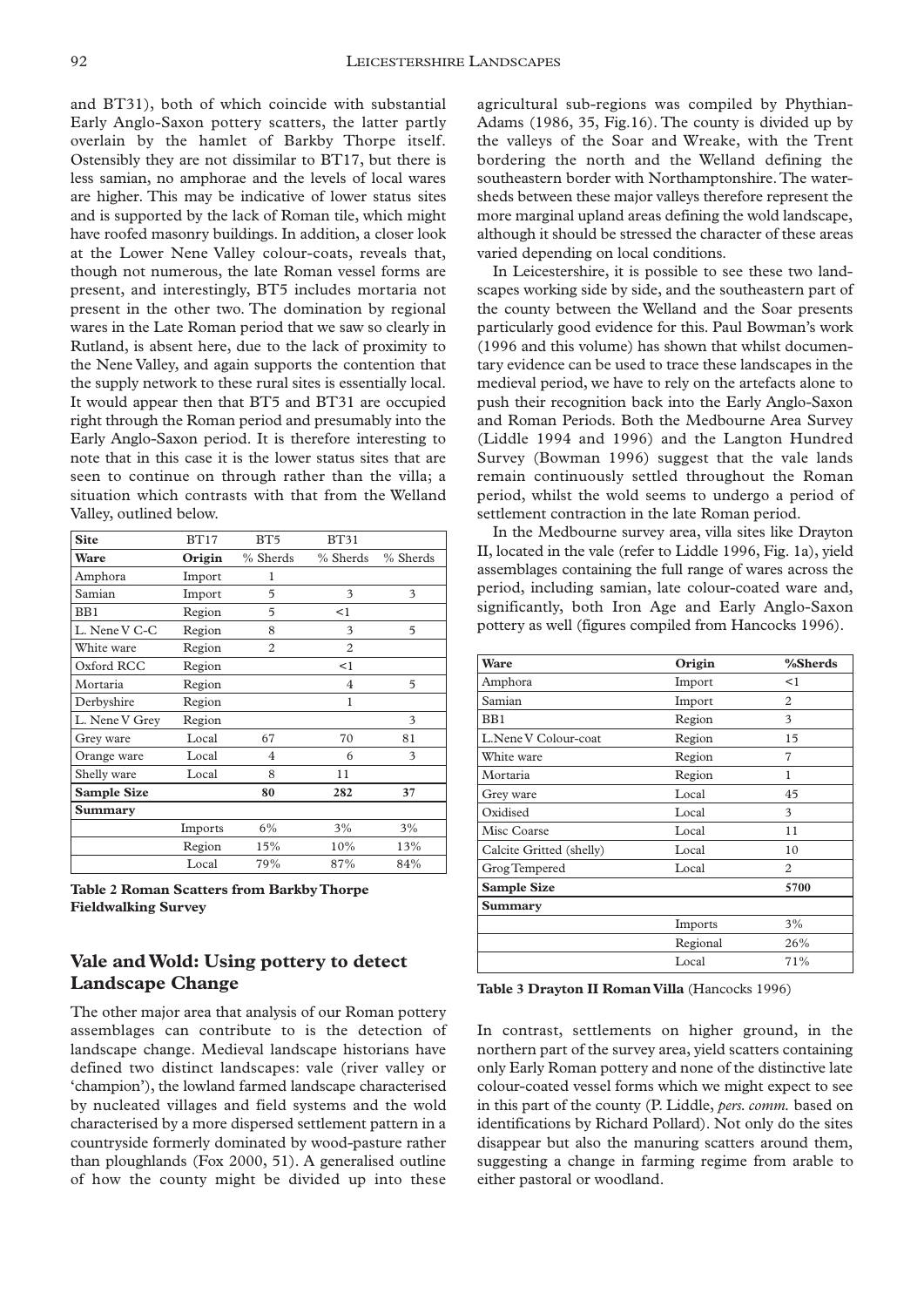and BT31), both of which coincide with substantial Early Anglo-Saxon pottery scatters, the latter partly overlain by the hamlet of Barkby Thorpe itself. Ostensibly they are not dissimilar to BT17, but there is less samian, no amphorae and the levels of local wares are higher. This may be indicative of lower status sites and is supported by the lack of Roman tile, which might have roofed masonry buildings. In addition, a closer look at the Lower Nene Valley colour-coats, reveals that, though not numerous, the late Roman vessel forms are present, and interestingly, BT5 includes mortaria not present in the other two. The domination by regional wares in the Late Roman period that we saw so clearly in Rutland, is absent here, due to the lack of proximity to the Nene Valley, and again supports the contention that the supply network to these rural sites is essentially local. It would appear then that BT5 and BT31 are occupied right through the Roman period and presumably into the Early Anglo-Saxon period. It is therefore interesting to note that in this case it is the lower status sites that are seen to continue on through rather than the villa; a situation which contrasts with that from the Welland Valley, outlined below.

| **Site** | BT17 | BT5 | BT31 | |
|---|---|---|---|---|
| **Ware** | **Origin** | % Sherds | % Sherds | % Sherds |
| Amphora | Import | 1 | | |
| Samian | Import | 5 | 3 | 3 |
| BB1 | Region | 5 | <1 | |
| L. Nene V C-C | Region | 8 | 3 | 5 |
| White ware | Region | 2 | 2 | |
| Oxford RCC | Region | | <1 | |
| Mortaria | Region | | 4 | 5 |
| Derbyshire | Region | | 1 | |
| L. Nene V Grey | Region | | | 3 |
| Grey ware | Local | 67 | 70 | 81 |
| Orange ware | Local | 4 | 6 | 3 |
| Shelly ware | Local | 8 | 11 | |
| **Sample Size** | | **80** | **282** | **37** |
| **Summary** | | | | |
| | Imports | 6% | 3% | 3% |
| | Region | 15% | 10% | 13% |
| | Local | 79% | 87% | 84% |

**Table 2 Roman Scatters from Barkby Thorpe Fieldwalking Survey**

## Vale and Wold: Using pottery to detect Landscape Change

The other major area that analysis of our Roman pottery assemblages can contribute to is the detection of landscape change. Medieval landscape historians have defined two distinct landscapes: vale (river valley or 'champion'), the lowland farmed landscape characterised by nucleated villages and field systems and the wold characterised by a more dispersed settlement pattern in a countryside formerly dominated by wood-pasture rather than ploughlands (Fox 2000, 51). A generalised outline of how the county might be divided up into these agricultural sub-regions was compiled by Phythian-Adams (1986, 35, Fig.16). The county is divided up by the valleys of the Soar and Wreake, with the Trent bordering the north and the Welland defining the southeastern border with Northamptonshire. The watersheds between these major valleys therefore represent the more marginal upland areas defining the wold landscape, although it should be stressed the character of these areas varied depending on local conditions.

In Leicestershire, it is possible to see these two landscapes working side by side, and the southeastern part of the county between the Welland and the Soar presents particularly good evidence for this. Paul Bowman's work (1996 and this volume) has shown that whilst documentary evidence can be used to trace these landscapes in the medieval period, we have to rely on the artefacts alone to push their recognition back into the Early Anglo-Saxon and Roman Periods. Both the Medbourne Area Survey (Liddle 1994 and 1996) and the Langton Hundred Survey (Bowman 1996) suggest that the vale lands remain continuously settled throughout the Roman period, whilst the wold seems to undergo a period of settlement contraction in the late Roman period.

In the Medbourne survey area, villa sites like Drayton II, located in the vale (refer to Liddle 1996, Fig. 1a), yield assemblages containing the full range of wares across the period, including samian, late colour-coated ware and, significantly, both Iron Age and Early Anglo-Saxon pottery as well (figures compiled from Hancocks 1996).

| **Ware** | **Origin** | **%Sherds** |
|---|---|---|
| Amphora | Import | <1 |
| Samian | Import | 2 |
| BB1 | Region | 3 |
| L.Nene V Colour-coat | Region | 15 |
| White ware | Region | 7 |
| Mortaria | Region | 1 |
| Grey ware | Local | 45 |
| Oxidised | Local | 3 |
| Misc Coarse | Local | 11 |
| Calcite Gritted (shelly) | Local | 10 |
| Grog Tempered | Local | 2 |
| **Sample Size** | | **5700** |
| **Summary** | | |
| | Imports | 3% |
| | Regional | 26% |
| | Local | 71% |

**Table 3 Drayton II Roman Villa** (Hancocks 1996)

In contrast, settlements on higher ground, in the northern part of the survey area, yield scatters containing only Early Roman pottery and none of the distinctive late colour-coated vessel forms which we might expect to see in this part of the county (P. Liddle, *pers. comm.* based on identifications by Richard Pollard). Not only do the sites disappear but also the manuring scatters around them, suggesting a change in farming regime from arable to either pastoral or woodland.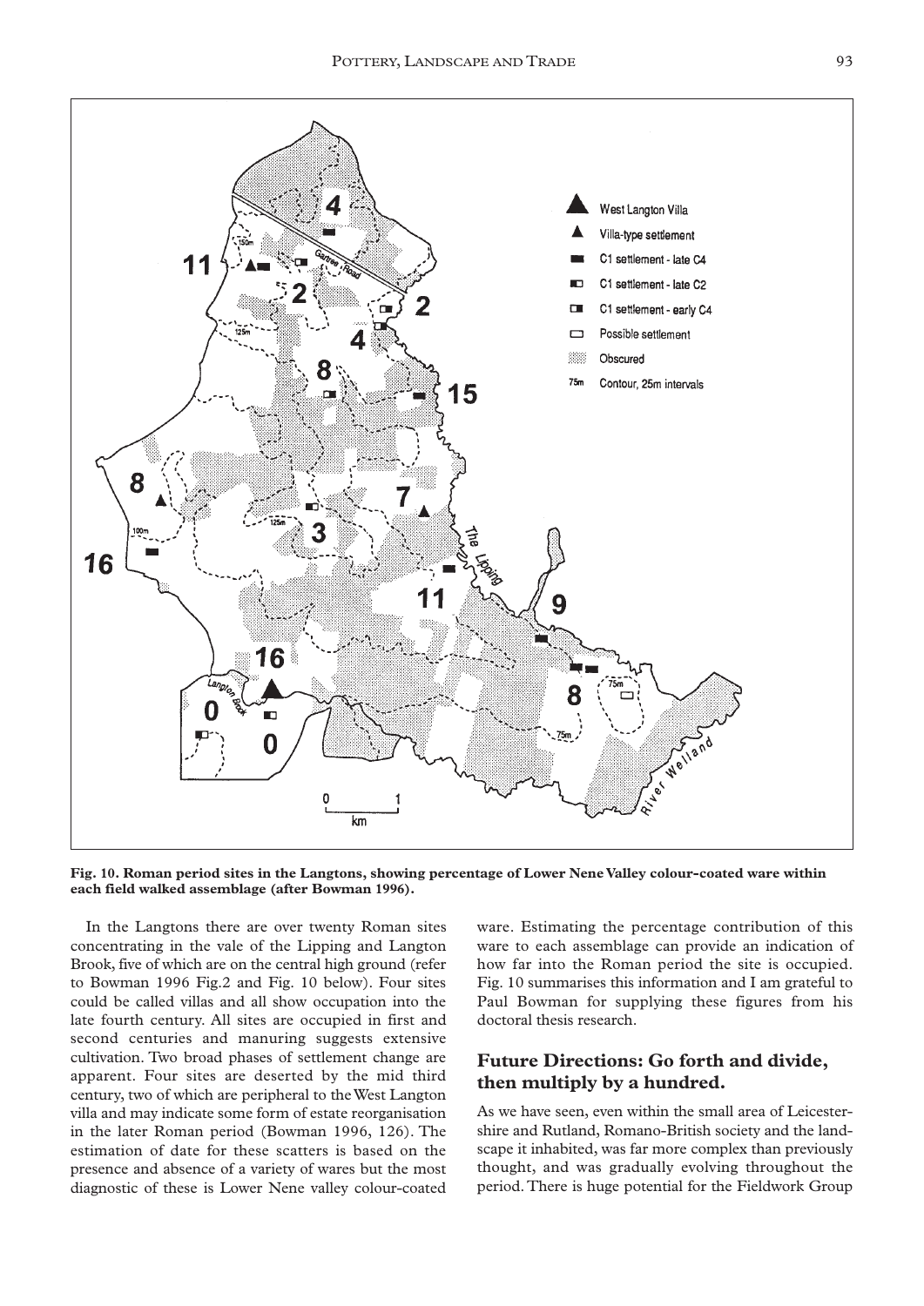**Fig. 10. Roman period sites in the Langtons, showing percentage of Lower Nene Valley colour-coated ware within each field walked assemblage (after Bowman 1996).**

In the Langtons there are over twenty Roman sites concentrating in the vale of the Lipping and Langton Brook, five of which are on the central high ground (refer to Bowman 1996 Fig.2 and Fig. 10 below). Four sites could be called villas and all show occupation into the late fourth century. All sites are occupied in first and second centuries and manuring suggests extensive cultivation. Two broad phases of settlement change are apparent. Four sites are deserted by the mid third century, two of which are peripheral to the West Langton villa and may indicate some form of estate reorganisation in the later Roman period (Bowman 1996, 126). The estimation of date for these scatters is based on the presence and absence of a variety of wares but the most diagnostic of these is Lower Nene valley colour-coated ware. Estimating the percentage contribution of this ware to each assemblage can provide an indication of how far into the Roman period the site is occupied. Fig. 10 summarises this information and I am grateful to Paul Bowman for supplying these figures from his doctoral thesis research.

## Future Directions: Go forth and divide, then multiply by a hundred.

As we have seen, even within the small area of Leicestershire and Rutland, Romano-British society and the landscape it inhabited, was far more complex than previously thought, and was gradually evolving throughout the period. There is huge potential for the Fieldwork Group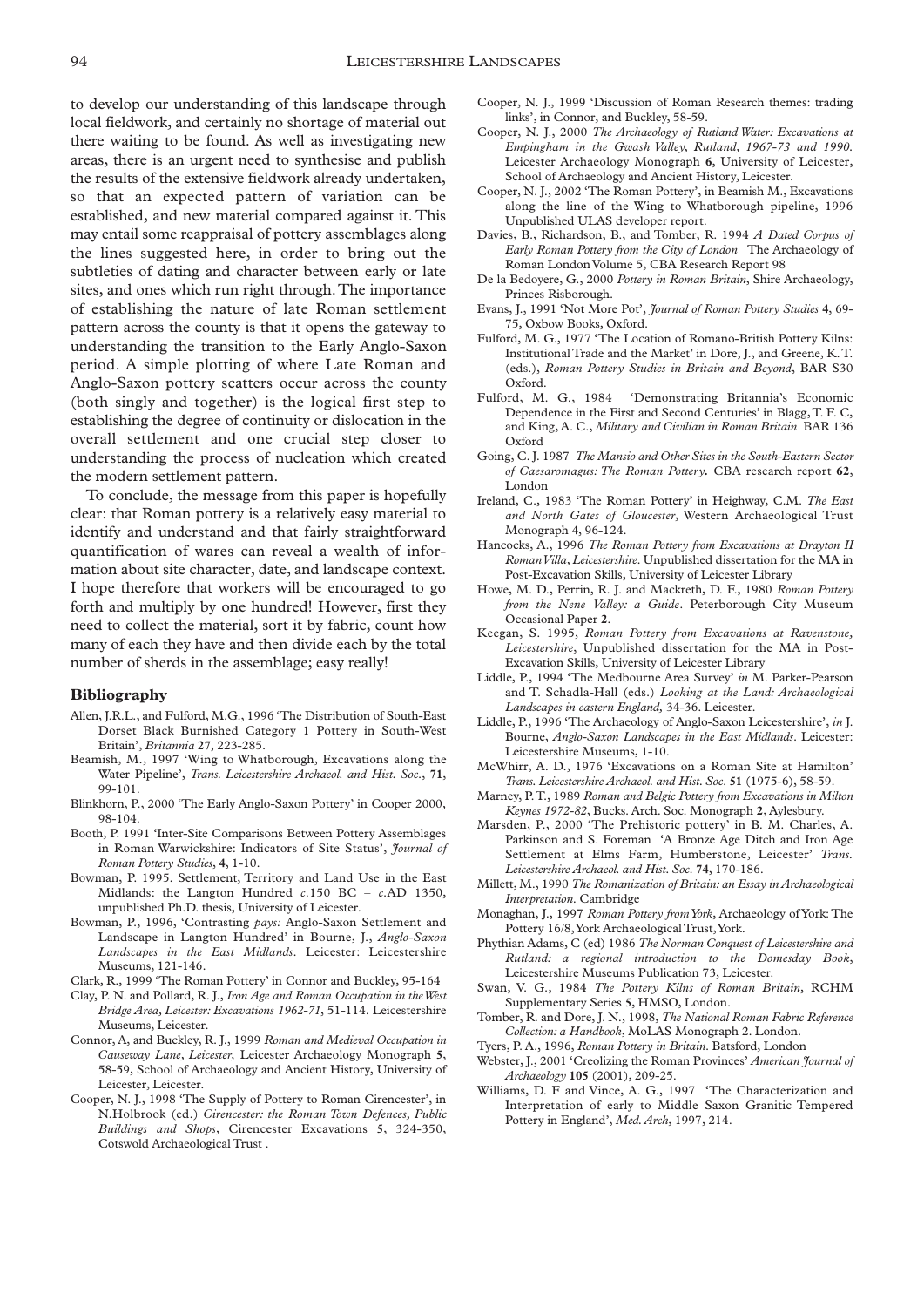to develop our understanding of this landscape through local fieldwork, and certainly no shortage of material out there waiting to be found. As well as investigating new areas, there is an urgent need to synthesise and publish the results of the extensive fieldwork already undertaken, so that an expected pattern of variation can be established, and new material compared against it. This may entail some reappraisal of pottery assemblages along the lines suggested here, in order to bring out the subtleties of dating and character between early or late sites, and ones which run right through. The importance of establishing the nature of late Roman settlement pattern across the county is that it opens the gateway to understanding the transition to the Early Anglo-Saxon period. A simple plotting of where Late Roman and Anglo-Saxon pottery scatters occur across the county (both singly and together) is the logical first step to establishing the degree of continuity or dislocation in the overall settlement and one crucial step closer to understanding the process of nucleation which created the modern settlement pattern.

To conclude, the message from this paper is hopefully clear: that Roman pottery is a relatively easy material to identify and understand and that fairly straightforward quantification of wares can reveal a wealth of information about site character, date, and landscape context. I hope therefore that workers will be encouraged to go forth and multiply by one hundred! However, first they need to collect the material, sort it by fabric, count how many of each they have and then divide each by the total number of sherds in the assemblage; easy really!

## Bibliography

Allen, J.R.L., and Fulford, M.G., 1996 'The Distribution of South-East Dorset Black Burnished Category 1 Pottery in South-West Britain', *Britannia* **27**, 223-285.

Beamish, M., 1997 'Wing to Whatborough, Excavations along the Water Pipeline', *Trans. Leicestershire Archaeol. and Hist. Soc.*, **71**, 99-101.

Blinkhorn, P., 2000 'The Early Anglo-Saxon Pottery' in Cooper 2000, 98-104.

Booth, P. 1991 'Inter-Site Comparisons Between Pottery Assemblages in Roman Warwickshire: Indicators of Site Status', *Journal of Roman Pottery Studies*, **4**, 1-10.

Bowman, P. 1995. Settlement, Territory and Land Use in the East Midlands: the Langton Hundred *c*.150 BC – *c*.AD 1350, unpublished Ph.D. thesis, University of Leicester.

Bowman, P., 1996, 'Contrasting *pays:* Anglo-Saxon Settlement and Landscape in Langton Hundred' in Bourne, J., *Anglo-Saxon Landscapes in the East Midlands*. Leicester: Leicestershire Museums, 121-146.

Clark, R., 1999 'The Roman Pottery' in Connor and Buckley, 95-164

Clay, P. N. and Pollard, R. J., *Iron Age and Roman Occupation in the West Bridge Area, Leicester: Excavations 1962-71*, 51-114. Leicestershire Museums, Leicester.

Connor, A, and Buckley, R. J., 1999 *Roman and Medieval Occupation in Causeway Lane, Leicester,* Leicester Archaeology Monograph **5**, 58-59, School of Archaeology and Ancient History, University of Leicester, Leicester.

Cooper, N. J., 1998 'The Supply of Pottery to Roman Cirencester', in N.Holbrook (ed.) *Cirencester: the Roman Town Defences, Public Buildings and Shops*, Cirencester Excavations **5**, 324-350, Cotswold Archaeological Trust .

Cooper, N. J., 1999 'Discussion of Roman Research themes: trading links', in Connor, and Buckley, 58-59.

Cooper, N. J., 2000 *The Archaeology of Rutland Water: Excavations at Empingham in the Gwash Valley, Rutland, 1967-73 and 1990.* Leicester Archaeology Monograph **6**, University of Leicester, School of Archaeology and Ancient History, Leicester.

Cooper, N. J., 2002 'The Roman Pottery', in Beamish M., Excavations along the line of the Wing to Whatborough pipeline, 1996 Unpublished ULAS developer report.

Davies, B., Richardson, B., and Tomber, R. 1994 *A Dated Corpus of Early Roman Pottery from the City of London* The Archaeology of Roman London Volume 5, CBA Research Report 98

De la Bedoyere, G., 2000 *Pottery in Roman Britain*, Shire Archaeology, Princes Risborough.

Evans, J., 1991 'Not More Pot', *Journal of Roman Pottery Studies* **4**, 69-75, Oxbow Books, Oxford.

Fulford, M. G., 1977 'The Location of Romano-British Pottery Kilns: Institutional Trade and the Market' in Dore, J., and Greene, K. T. (eds.), *Roman Pottery Studies in Britain and Beyond*, BAR S30 Oxford.

Fulford, M. G., 1984 'Demonstrating Britannia's Economic Dependence in the First and Second Centuries' in Blagg, T. F. C, and King, A. C., *Military and Civilian in Roman Britain* BAR 136 Oxford

Going, C. J. 1987 *The Mansio and Other Sites in the South-Eastern Sector of Caesaromagus: The Roman Pottery*. CBA research report **62**, London

Ireland, C., 1983 'The Roman Pottery' in Heighway, C.M. *The East and North Gates of Gloucester*, Western Archaeological Trust Monograph **4**, 96-124.

Hancocks, A., 1996 *The Roman Pottery from Excavations at Drayton II Roman Villa, Leicestershire*. Unpublished dissertation for the MA in Post-Excavation Skills, University of Leicester Library

Howe, M. D., Perrin, R. J. and Mackreth, D. F., 1980 *Roman Pottery from the Nene Valley: a Guide*. Peterborough City Museum Occasional Paper **2**.

Keegan, S. 1995, *Roman Pottery from Excavations at Ravenstone, Leicestershire*, Unpublished dissertation for the MA in Post-Excavation Skills, University of Leicester Library

Liddle, P., 1994 'The Medbourne Area Survey' *in* M. Parker-Pearson and T. Schadla-Hall (eds.) *Looking at the Land: Archaeological Landscapes in eastern England,* 34-36. Leicester.

Liddle, P., 1996 'The Archaeology of Anglo-Saxon Leicestershire', *in* J. Bourne, *Anglo-Saxon Landscapes in the East Midlands*. Leicester: Leicestershire Museums, 1-10.

McWhirr, A. D., 1976 'Excavations on a Roman Site at Hamilton' *Trans. Leicestershire Archaeol. and Hist. Soc.* **51** (1975-6), 58-59.

Marney, P. T., 1989 *Roman and Belgic Pottery from Excavations in Milton Keynes 1972-82*, Bucks. Arch. Soc. Monograph **2**, Aylesbury.

Marsden, P., 2000 'The Prehistoric pottery' in B. M. Charles, A. Parkinson and S. Foreman 'A Bronze Age Ditch and Iron Age Settlement at Elms Farm, Humberstone, Leicester' *Trans. Leicestershire Archaeol. and Hist. Soc.* **74**, 170-186.

Millett, M., 1990 *The Romanization of Britain: an Essay in Archaeological Interpretation.* Cambridge

Monaghan, J., 1997 *Roman Pottery from York*, Archaeology of York: The Pottery 16/8, York Archaeological Trust, York.

Phythian Adams, C (ed) 1986 *The Norman Conquest of Leicestershire and Rutland: a regional introduction to the Domesday Book*, Leicestershire Museums Publication 73, Leicester.

Swan, V. G., 1984 *The Pottery Kilns of Roman Britain*, RCHM Supplementary Series **5**, HMSO, London.

Tomber, R. and Dore, J. N., 1998, *The National Roman Fabric Reference Collection: a Handbook*, MoLAS Monograph 2. London.

Tyers, P. A., 1996, *Roman Pottery in Britain*. Batsford, London

Webster, J., 2001 'Creolizing the Roman Provinces' *American Journal of Archaeology* **105** (2001), 209-25.

Williams, D. F and Vince, A. G., 1997 'The Characterization and Interpretation of early to Middle Saxon Granitic Tempered Pottery in England', *Med. Arch*, 1997, 214.